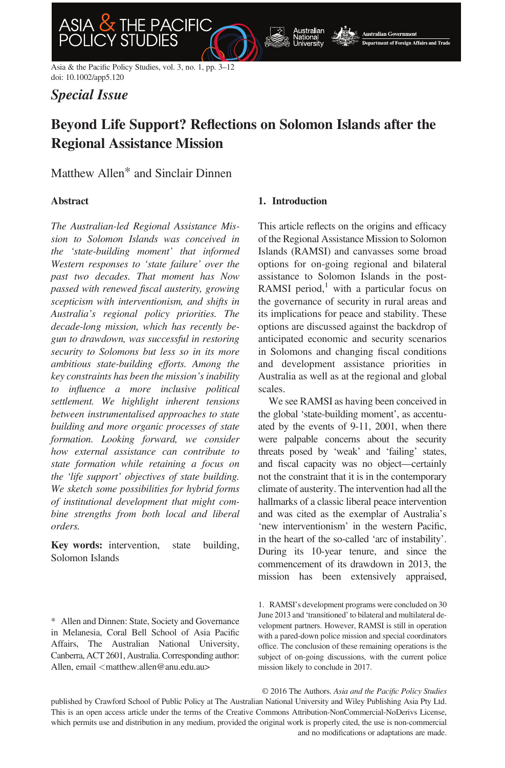## Special Issue

# Beyond Life Support? Reflections on Solomon Islands after the Regional Assistance Mission

Matthew Allen* and Sinclair Dinnen

### Abstract

*The Australian-led Regional Assistance Mission to Solomon Islands was conceived in the 'state-building moment' that informed Western responses to 'state failure' over the past two decades. That moment has Now passed with renewed fiscal austerity, growing scepticism with interventionism, and shifts in Australia's regional policy priorities. The decade-long mission, which has recently begun to drawdown, was successful in restoring security to Solomons but less so in its more ambitious state-building efforts. Among the key constraints has been the mission's inability to influence a more inclusive political settlement. We highlight inherent tensions between instrumentalised approaches to state building and more organic processes of state formation. Looking forward, we consider how external assistance can contribute to state formation while retaining a focus on the 'life support' objectives of state building. We sketch some possibilities for hybrid forms of institutional development that might combine strengths from both local and liberal orders.*

**Key words:** intervention, state building, Solomon Islands

\* Allen and Dinnen: State, Society and Governance in Melanesia, Coral Bell School of Asia Pacific Affairs, The Australian National University, Canberra, ACT 2601, Australia. Corresponding author: Allen, email <matthew.allen@anu.edu.au>

## 1. Introduction

This article reflects on the origins and efficacy of the Regional Assistance Mission to Solomon Islands (RAMSI) and canvasses some broad options for on-going regional and bilateral assistance to Solomon Islands in the post-RAMSI period,[1] with a particular focus on the governance of security in rural areas and its implications for peace and stability. These options are discussed against the backdrop of anticipated economic and security scenarios in Solomons and changing fiscal conditions and development assistance priorities in Australia as well as at the regional and global scales.

We see RAMSI as having been conceived in the global 'state-building moment', as accentuated by the events of 9-11, 2001, when there were palpable concerns about the security threats posed by 'weak' and 'failing' states, and fiscal capacity was no object—certainly not the constraint that it is in the contemporary climate of austerity. The intervention had all the hallmarks of a classic liberal peace intervention and was cited as the exemplar of Australia's 'new interventionism' in the western Pacific, in the heart of the so-called 'arc of instability'. During its 10-year tenure, and since the commencement of its drawdown in 2013, the mission has been extensively appraised,

1. RAMSI's development programs were concluded on 30 June 2013 and 'transitioned' to bilateral and multilateral development partners. However, RAMSI is still in operation with a pared-down police mission and special coordinators office. The conclusion of these remaining operations is the subject of on-going discussions, with the current police mission likely to conclude in 2017.

© 2016 The Authors. *Asia and the Pacific Policy Studies* published by Crawford School of Public Policy at The Australian National University and Wiley Publishing Asia Pty Ltd. This is an open access article under the terms of the Creative Commons Attribution-NonCommercial-NoDerivs License, which permits use and distribution in any medium, provided the original work is properly cited, the use is non-commercial and no modifications or adaptations are made.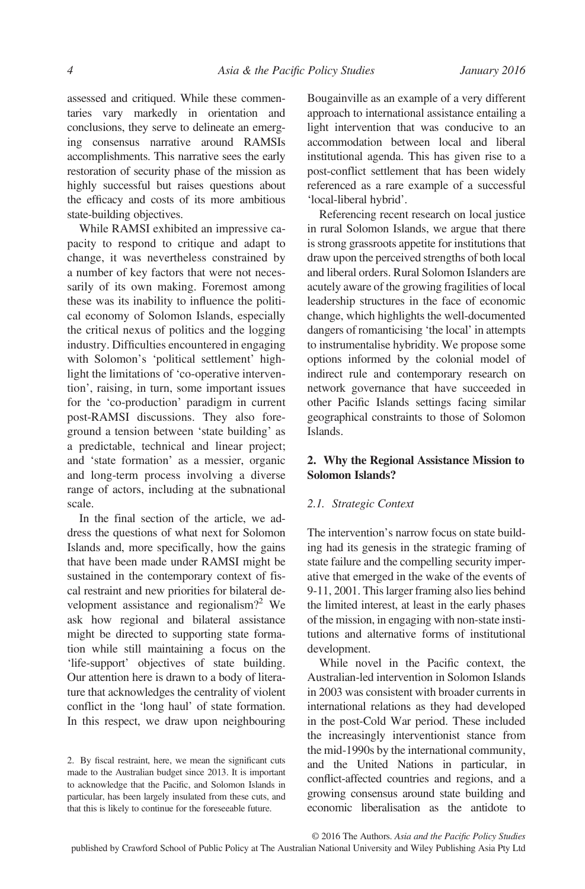assessed and critiqued. While these commentaries vary markedly in orientation and conclusions, they serve to delineate an emerging consensus narrative around RAMSIs accomplishments. This narrative sees the early restoration of security phase of the mission as highly successful but raises questions about the efficacy and costs of its more ambitious state-building objectives.

While RAMSI exhibited an impressive capacity to respond to critique and adapt to change, it was nevertheless constrained by a number of key factors that were not necessarily of its own making. Foremost among these was its inability to influence the political economy of Solomon Islands, especially the critical nexus of politics and the logging industry. Difficulties encountered in engaging with Solomon's 'political settlement' highlight the limitations of 'co-operative intervention', raising, in turn, some important issues for the 'co-production' paradigm in current post-RAMSI discussions. They also foreground a tension between 'state building' as a predictable, technical and linear project; and 'state formation' as a messier, organic and long-term process involving a diverse range of actors, including at the subnational scale.

In the final section of the article, we address the questions of what next for Solomon Islands and, more specifically, how the gains that have been made under RAMSI might be sustained in the contemporary context of fiscal restraint and new priorities for bilateral development assistance and regionalism?[2] We ask how regional and bilateral assistance might be directed to supporting state formation while still maintaining a focus on the 'life-support' objectives of state building. Our attention here is drawn to a body of literature that acknowledges the centrality of violent conflict in the 'long haul' of state formation. In this respect, we draw upon neighbouring Bougainville as an example of a very different approach to international assistance entailing a light intervention that was conducive to an accommodation between local and liberal institutional agenda. This has given rise to a post-conflict settlement that has been widely referenced as a rare example of a successful 'local-liberal hybrid'.

Referencing recent research on local justice in rural Solomon Islands, we argue that there is strong grassroots appetite for institutions that draw upon the perceived strengths of both local and liberal orders. Rural Solomon Islanders are acutely aware of the growing fragilities of local leadership structures in the face of economic change, which highlights the well-documented dangers of romanticising 'the local' in attempts to instrumentalise hybridity. We propose some options informed by the colonial model of indirect rule and contemporary research on network governance that have succeeded in other Pacific Islands settings facing similar geographical constraints to those of Solomon Islands.

## 2. Why the Regional Assistance Mission to Solomon Islands?

### 2.1. Strategic Context

The intervention's narrow focus on state building had its genesis in the strategic framing of state failure and the compelling security imperative that emerged in the wake of the events of 9-11, 2001. This larger framing also lies behind the limited interest, at least in the early phases of the mission, in engaging with non-state institutions and alternative forms of institutional development.

While novel in the Pacific context, the Australian-led intervention in Solomon Islands in 2003 was consistent with broader currents in international relations as they had developed in the post-Cold War period. These included the increasingly interventionist stance from the mid-1990s by the international community, and the United Nations in particular, in conflict-affected countries and regions, and a growing consensus around state building and economic liberalisation as the antidote to

2. By fiscal restraint, here, we mean the significant cuts made to the Australian budget since 2013. It is important to acknowledge that the Pacific, and Solomon Islands in particular, has been largely insulated from these cuts, and that this is likely to continue for the foreseeable future.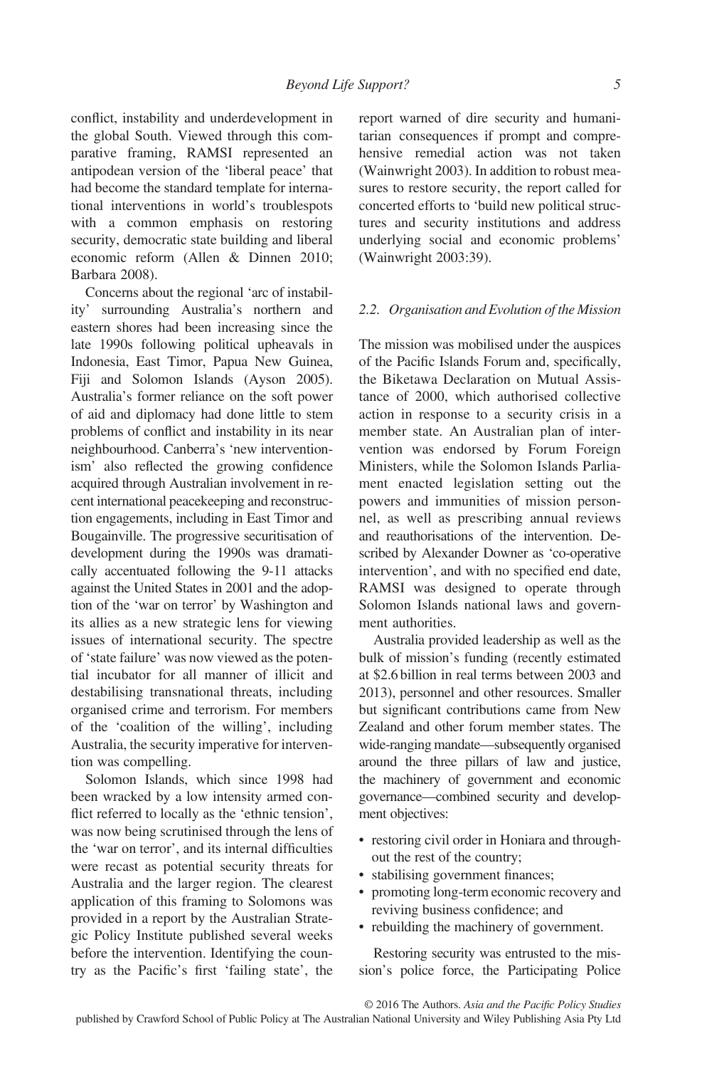conflict, instability and underdevelopment in the global South. Viewed through this comparative framing, RAMSI represented an antipodean version of the 'liberal peace' that had become the standard template for international interventions in world's troublespots with a common emphasis on restoring security, democratic state building and liberal economic reform (Allen & Dinnen 2010; Barbara 2008).

Concerns about the regional 'arc of instability' surrounding Australia's northern and eastern shores had been increasing since the late 1990s following political upheavals in Indonesia, East Timor, Papua New Guinea, Fiji and Solomon Islands (Ayson 2005). Australia's former reliance on the soft power of aid and diplomacy had done little to stem problems of conflict and instability in its near neighbourhood. Canberra's 'new interventionism' also reflected the growing confidence acquired through Australian involvement in recent international peacekeeping and reconstruction engagements, including in East Timor and Bougainville. The progressive securitisation of development during the 1990s was dramatically accentuated following the 9-11 attacks against the United States in 2001 and the adoption of the 'war on terror' by Washington and its allies as a new strategic lens for viewing issues of international security. The spectre of 'state failure' was now viewed as the potential incubator for all manner of illicit and destabilising transnational threats, including organised crime and terrorism. For members of the 'coalition of the willing', including Australia, the security imperative for intervention was compelling.

Solomon Islands, which since 1998 had been wracked by a low intensity armed conflict referred to locally as the 'ethnic tension', was now being scrutinised through the lens of the 'war on terror', and its internal difficulties were recast as potential security threats for Australia and the larger region. The clearest application of this framing to Solomons was provided in a report by the Australian Strategic Policy Institute published several weeks before the intervention. Identifying the country as the Pacific's first 'failing state', the report warned of dire security and humanitarian consequences if prompt and comprehensive remedial action was not taken (Wainwright 2003). In addition to robust measures to restore security, the report called for concerted efforts to 'build new political structures and security institutions and address underlying social and economic problems' (Wainwright 2003:39).

### *2.2. Organisation and Evolution of the Mission*

The mission was mobilised under the auspices of the Pacific Islands Forum and, specifically, the Biketawa Declaration on Mutual Assistance of 2000, which authorised collective action in response to a security crisis in a member state. An Australian plan of intervention was endorsed by Forum Foreign Ministers, while the Solomon Islands Parliament enacted legislation setting out the powers and immunities of mission personnel, as well as prescribing annual reviews and reauthorisations of the intervention. Described by Alexander Downer as 'co-operative intervention', and with no specified end date, RAMSI was designed to operate through Solomon Islands national laws and government authorities.

Australia provided leadership as well as the bulk of mission's funding (recently estimated at \$2.6 billion in real terms between 2003 and 2013), personnel and other resources. Smaller but significant contributions came from New Zealand and other forum member states. The wide-ranging mandate—subsequently organised around the three pillars of law and justice, the machinery of government and economic governance—combined security and development objectives:

- restoring civil order in Honiara and throughout the rest of the country;
- stabilising government finances;
- promoting long-term economic recovery and reviving business confidence; and
- rebuilding the machinery of government.

Restoring security was entrusted to the mission's police force, the Participating Police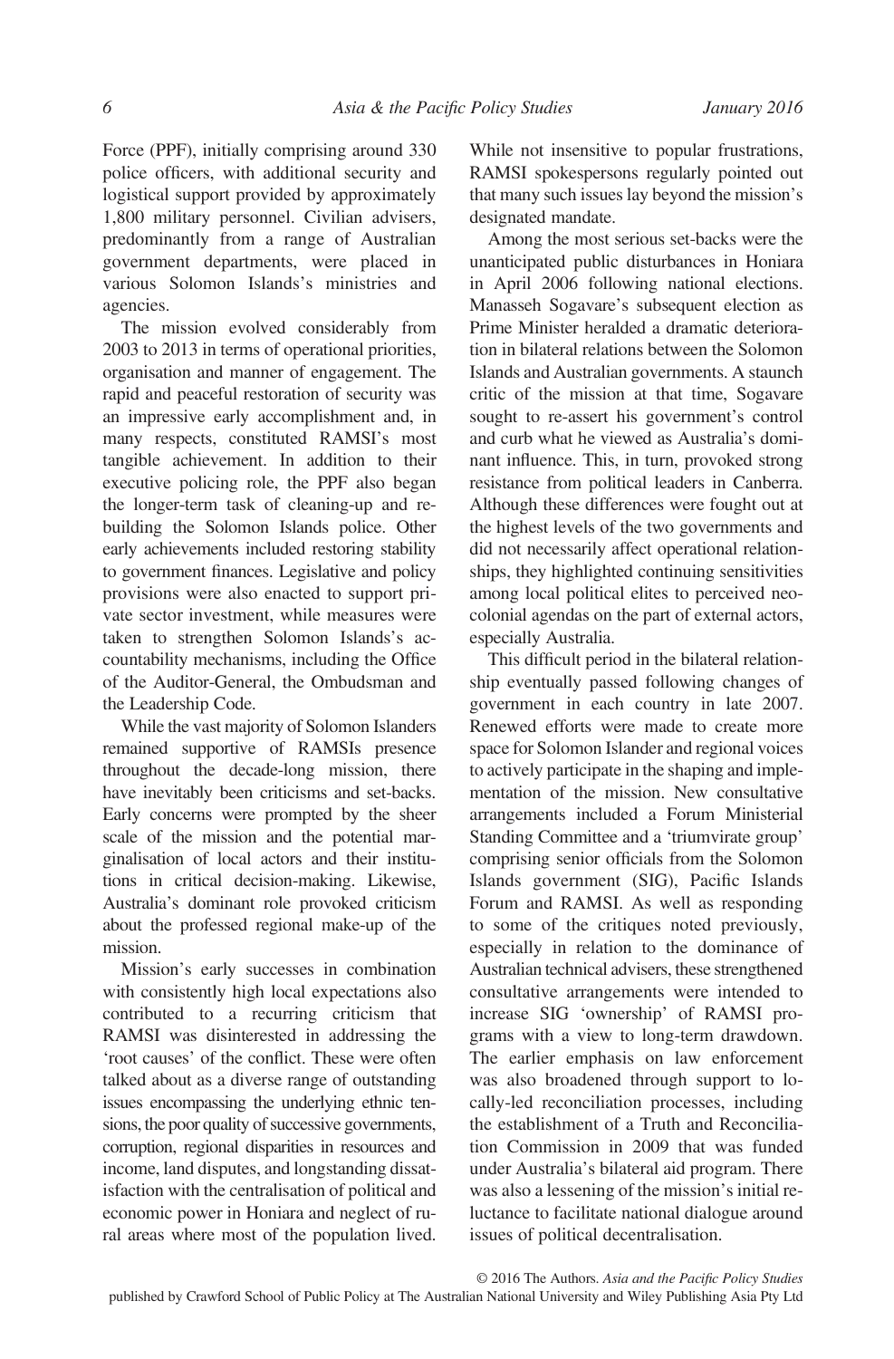Force (PPF), initially comprising around 330 police officers, with additional security and logistical support provided by approximately 1,800 military personnel. Civilian advisers, predominantly from a range of Australian government departments, were placed in various Solomon Islands's ministries and agencies.

The mission evolved considerably from 2003 to 2013 in terms of operational priorities, organisation and manner of engagement. The rapid and peaceful restoration of security was an impressive early accomplishment and, in many respects, constituted RAMSI's most tangible achievement. In addition to their executive policing role, the PPF also began the longer-term task of cleaning-up and rebuilding the Solomon Islands police. Other early achievements included restoring stability to government finances. Legislative and policy provisions were also enacted to support private sector investment, while measures were taken to strengthen Solomon Islands's accountability mechanisms, including the Office of the Auditor-General, the Ombudsman and the Leadership Code.

While the vast majority of Solomon Islanders remained supportive of RAMSIs presence throughout the decade-long mission, there have inevitably been criticisms and set-backs. Early concerns were prompted by the sheer scale of the mission and the potential marginalisation of local actors and their institutions in critical decision-making. Likewise, Australia's dominant role provoked criticism about the professed regional make-up of the mission.

Mission's early successes in combination with consistently high local expectations also contributed to a recurring criticism that RAMSI was disinterested in addressing the 'root causes' of the conflict. These were often talked about as a diverse range of outstanding issues encompassing the underlying ethnic tensions, the poor quality of successive governments, corruption, regional disparities in resources and income, land disputes, and longstanding dissatisfaction with the centralisation of political and economic power in Honiara and neglect of rural areas where most of the population lived. While not insensitive to popular frustrations, RAMSI spokespersons regularly pointed out that many such issues lay beyond the mission's designated mandate.

Among the most serious set-backs were the unanticipated public disturbances in Honiara in April 2006 following national elections. Manasseh Sogavare's subsequent election as Prime Minister heralded a dramatic deterioration in bilateral relations between the Solomon Islands and Australian governments. A staunch critic of the mission at that time, Sogavare sought to re-assert his government's control and curb what he viewed as Australia's dominant influence. This, in turn, provoked strong resistance from political leaders in Canberra. Although these differences were fought out at the highest levels of the two governments and did not necessarily affect operational relationships, they highlighted continuing sensitivities among local political elites to perceived neo-colonial agendas on the part of external actors, especially Australia.

This difficult period in the bilateral relationship eventually passed following changes of government in each country in late 2007. Renewed efforts were made to create more space for Solomon Islander and regional voices to actively participate in the shaping and implementation of the mission. New consultative arrangements included a Forum Ministerial Standing Committee and a 'triumvirate group' comprising senior officials from the Solomon Islands government (SIG), Pacific Islands Forum and RAMSI. As well as responding to some of the critiques noted previously, especially in relation to the dominance of Australian technical advisers, these strengthened consultative arrangements were intended to increase SIG 'ownership' of RAMSI programs with a view to long-term drawdown. The earlier emphasis on law enforcement was also broadened through support to locally-led reconciliation processes, including the establishment of a Truth and Reconciliation Commission in 2009 that was funded under Australia's bilateral aid program. There was also a lessening of the mission's initial reluctance to facilitate national dialogue around issues of political decentralisation.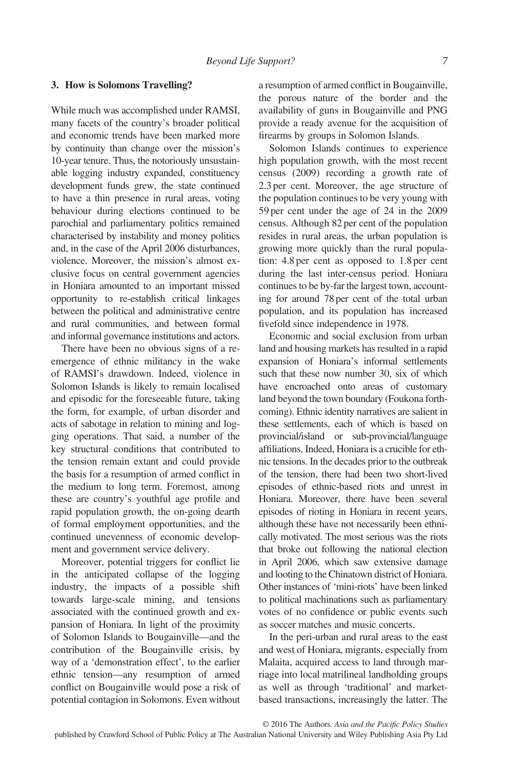## 3. How is Solomons Travelling?

While much was accomplished under RAMSI, many facets of the country's broader political and economic trends have been marked more by continuity than change over the mission's 10-year tenure. Thus, the notoriously unsustainable logging industry expanded, constituency development funds grew, the state continued to have a thin presence in rural areas, voting behaviour during elections continued to be parochial and parliamentary politics remained characterised by instability and money politics and, in the case of the April 2006 disturbances, violence. Moreover, the mission's almost exclusive focus on central government agencies in Honiara amounted to an important missed opportunity to re-establish critical linkages between the political and administrative centre and rural communities, and between formal and informal governance institutions and actors.

There have been no obvious signs of a re-emergence of ethnic militancy in the wake of RAMSI's drawdown. Indeed, violence in Solomon Islands is likely to remain localised and episodic for the foreseeable future, taking the form, for example, of urban disorder and acts of sabotage in relation to mining and logging operations. That said, a number of the key structural conditions that contributed to the tension remain extant and could provide the basis for a resumption of armed conflict in the medium to long term. Foremost, among these are country's youthful age profile and rapid population growth, the on-going dearth of formal employment opportunities, and the continued unevenness of economic development and government service delivery.

Moreover, potential triggers for conflict lie in the anticipated collapse of the logging industry, the impacts of a possible shift towards large-scale mining, and tensions associated with the continued growth and expansion of Honiara. In light of the proximity of Solomon Islands to Bougainville—and the contribution of the Bougainville crisis, by way of a 'demonstration effect', to the earlier ethnic tension—any resumption of armed conflict on Bougainville would pose a risk of potential contagion in Solomons. Even without a resumption of armed conflict in Bougainville, the porous nature of the border and the availability of guns in Bougainville and PNG provide a ready avenue for the acquisition of firearms by groups in Solomon Islands.

Solomon Islands continues to experience high population growth, with the most recent census (2009) recording a growth rate of 2.3 per cent. Moreover, the age structure of the population continues to be very young with 59 per cent under the age of 24 in the 2009 census. Although 82 per cent of the population resides in rural areas, the urban population is growing more quickly than the rural population: 4.8 per cent as opposed to 1.8 per cent during the last inter-census period. Honiara continues to be by-far the largest town, accounting for around 78 per cent of the total urban population, and its population has increased fivefold since independence in 1978.

Economic and social exclusion from urban land and housing markets has resulted in a rapid expansion of Honiara's informal settlements such that these now number 30, six of which have encroached onto areas of customary land beyond the town boundary (Foukona forthcoming). Ethnic identity narratives are salient in these settlements, each of which is based on provincial/island or sub-provincial/language affiliations. Indeed, Honiara is a crucible for ethnic tensions. In the decades prior to the outbreak of the tension, there had been two short-lived episodes of ethnic-based riots and unrest in Honiara. Moreover, there have been several episodes of rioting in Honiara in recent years, although these have not necessarily been ethnically motivated. The most serious was the riots that broke out following the national election in April 2006, which saw extensive damage and looting to the Chinatown district of Honiara. Other instances of 'mini-riots' have been linked to political machinations such as parliamentary votes of no confidence or public events such as soccer matches and music concerts.

In the peri-urban and rural areas to the east and west of Honiara, migrants, especially from Malaita, acquired access to land through marriage into local matrilineal landholding groups as well as through 'traditional' and market-based transactions, increasingly the latter. The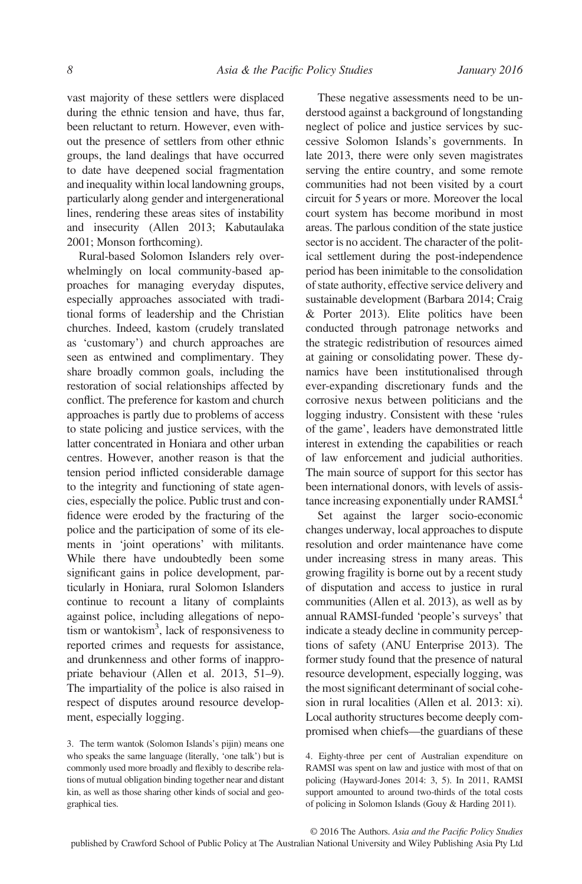vast majority of these settlers were displaced during the ethnic tension and have, thus far, been reluctant to return. However, even without the presence of settlers from other ethnic groups, the land dealings that have occurred to date have deepened social fragmentation and inequality within local landowning groups, particularly along gender and intergenerational lines, rendering these areas sites of instability and insecurity (Allen 2013; Kabutaulaka 2001; Monson forthcoming).

Rural-based Solomon Islanders rely overwhelmingly on local community-based approaches for managing everyday disputes, especially approaches associated with traditional forms of leadership and the Christian churches. Indeed, kastom (crudely translated as 'customary') and church approaches are seen as entwined and complimentary. They share broadly common goals, including the restoration of social relationships affected by conflict. The preference for kastom and church approaches is partly due to problems of access to state policing and justice services, with the latter concentrated in Honiara and other urban centres. However, another reason is that the tension period inflicted considerable damage to the integrity and functioning of state agencies, especially the police. Public trust and confidence were eroded by the fracturing of the police and the participation of some of its elements in 'joint operations' with militants. While there have undoubtedly been some significant gains in police development, particularly in Honiara, rural Solomon Islanders continue to recount a litany of complaints against police, including allegations of nepotism or wantokism[3], lack of responsiveness to reported crimes and requests for assistance, and drunkenness and other forms of inappropriate behaviour (Allen et al. 2013, 51–9). The impartiality of the police is also raised in respect of disputes around resource development, especially logging.

These negative assessments need to be understood against a background of longstanding neglect of police and justice services by successive Solomon Islands's governments. In late 2013, there were only seven magistrates serving the entire country, and some remote communities had not been visited by a court circuit for 5 years or more. Moreover the local court system has become moribund in most areas. The parlous condition of the state justice sector is no accident. The character of the political settlement during the post-independence period has been inimitable to the consolidation of state authority, effective service delivery and sustainable development (Barbara 2014; Craig & Porter 2013). Elite politics have been conducted through patronage networks and the strategic redistribution of resources aimed at gaining or consolidating power. These dynamics have been institutionalised through ever-expanding discretionary funds and the corrosive nexus between politicians and the logging industry. Consistent with these 'rules of the game', leaders have demonstrated little interest in extending the capabilities or reach of law enforcement and judicial authorities. The main source of support for this sector has been international donors, with levels of assistance increasing exponentially under RAMSI.[4]

Set against the larger socio-economic changes underway, local approaches to dispute resolution and order maintenance have come under increasing stress in many areas. This growing fragility is borne out by a recent study of disputation and access to justice in rural communities (Allen et al. 2013), as well as by annual RAMSI-funded 'people's surveys' that indicate a steady decline in community perceptions of safety (ANU Enterprise 2013). The former study found that the presence of natural resource development, especially logging, was the most significant determinant of social cohesion in rural localities (Allen et al. 2013: xi). Local authority structures become deeply compromised when chiefs—the guardians of these

3. The term wantok (Solomon Islands's pijin) means one who speaks the same language (literally, 'one talk') but is commonly used more broadly and flexibly to describe relations of mutual obligation binding together near and distant kin, as well as those sharing other kinds of social and geographical ties.

4. Eighty-three per cent of Australian expenditure on RAMSI was spent on law and justice with most of that on policing (Hayward-Jones 2014: 3, 5). In 2011, RAMSI support amounted to around two-thirds of the total costs of policing in Solomon Islands (Gouy & Harding 2011).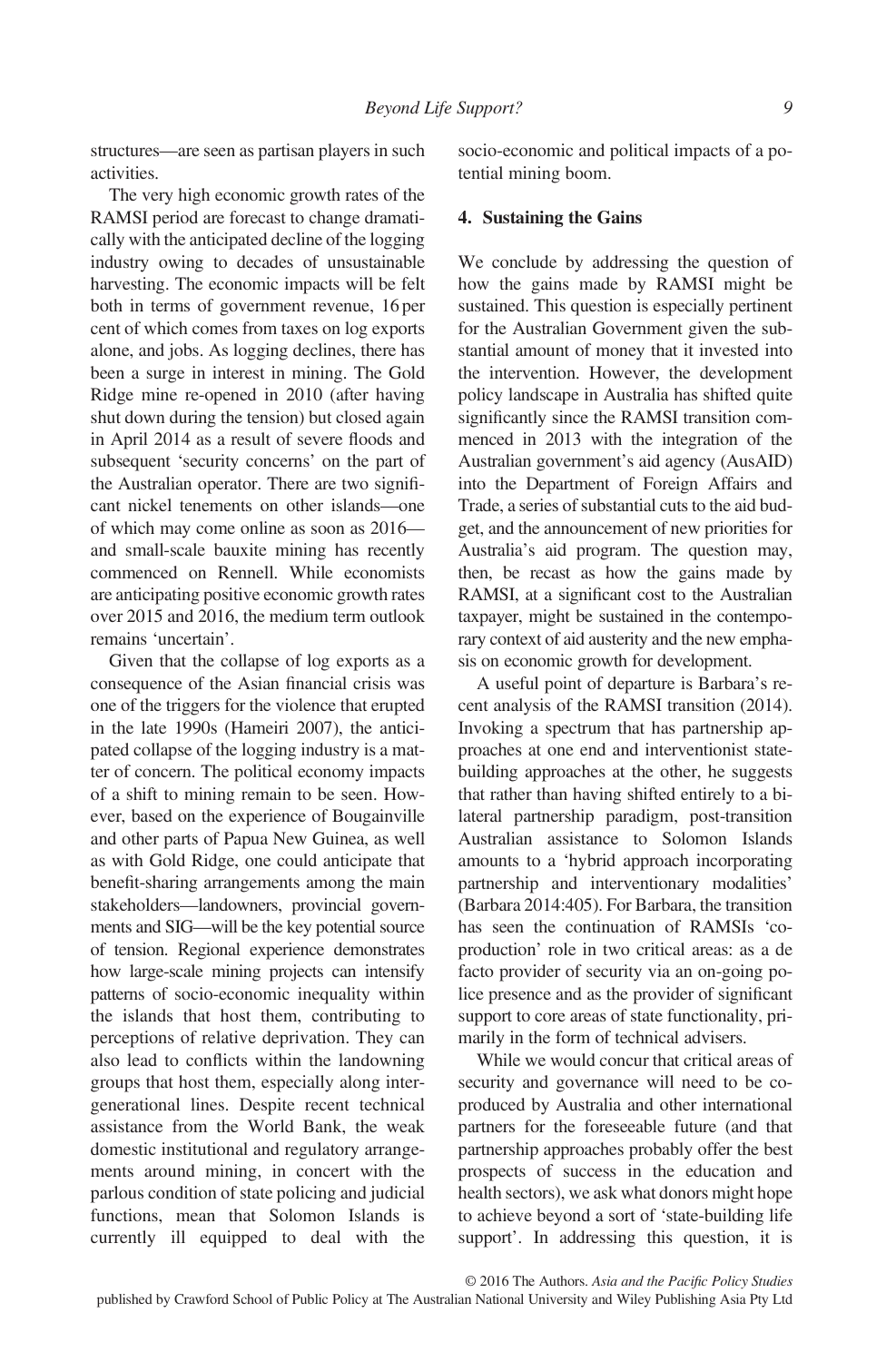structures—are seen as partisan players in such activities.

The very high economic growth rates of the RAMSI period are forecast to change dramatically with the anticipated decline of the logging industry owing to decades of unsustainable harvesting. The economic impacts will be felt both in terms of government revenue, 16 per cent of which comes from taxes on log exports alone, and jobs. As logging declines, there has been a surge in interest in mining. The Gold Ridge mine re-opened in 2010 (after having shut down during the tension) but closed again in April 2014 as a result of severe floods and subsequent 'security concerns' on the part of the Australian operator. There are two significant nickel tenements on other islands—one of which may come online as soon as 2016—and small-scale bauxite mining has recently commenced on Rennell. While economists are anticipating positive economic growth rates over 2015 and 2016, the medium term outlook remains 'uncertain'.

Given that the collapse of log exports as a consequence of the Asian financial crisis was one of the triggers for the violence that erupted in the late 1990s (Hameiri 2007), the anticipated collapse of the logging industry is a matter of concern. The political economy impacts of a shift to mining remain to be seen. However, based on the experience of Bougainville and other parts of Papua New Guinea, as well as with Gold Ridge, one could anticipate that benefit-sharing arrangements among the main stakeholders—landowners, provincial governments and SIG—will be the key potential source of tension. Regional experience demonstrates how large-scale mining projects can intensify patterns of socio-economic inequality within the islands that host them, contributing to perceptions of relative deprivation. They can also lead to conflicts within the landowning groups that host them, especially along intergenerational lines. Despite recent technical assistance from the World Bank, the weak domestic institutional and regulatory arrangements around mining, in concert with the parlous condition of state policing and judicial functions, mean that Solomon Islands is currently ill equipped to deal with the socio-economic and political impacts of a potential mining boom.

## 4. Sustaining the Gains

We conclude by addressing the question of how the gains made by RAMSI might be sustained. This question is especially pertinent for the Australian Government given the substantial amount of money that it invested into the intervention. However, the development policy landscape in Australia has shifted quite significantly since the RAMSI transition commenced in 2013 with the integration of the Australian government's aid agency (AusAID) into the Department of Foreign Affairs and Trade, a series of substantial cuts to the aid budget, and the announcement of new priorities for Australia's aid program. The question may, then, be recast as how the gains made by RAMSI, at a significant cost to the Australian taxpayer, might be sustained in the contemporary context of aid austerity and the new emphasis on economic growth for development.

A useful point of departure is Barbara's recent analysis of the RAMSI transition (2014). Invoking a spectrum that has partnership approaches at one end and interventionist state-building approaches at the other, he suggests that rather than having shifted entirely to a bilateral partnership paradigm, post-transition Australian assistance to Solomon Islands amounts to a 'hybrid approach incorporating partnership and interventionary modalities' (Barbara 2014:405). For Barbara, the transition has seen the continuation of RAMSIs 'co-production' role in two critical areas: as a de facto provider of security via an on-going police presence and as the provider of significant support to core areas of state functionality, primarily in the form of technical advisers.

While we would concur that critical areas of security and governance will need to be co-produced by Australia and other international partners for the foreseeable future (and that partnership approaches probably offer the best prospects of success in the education and health sectors), we ask what donors might hope to achieve beyond a sort of 'state-building life support'. In addressing this question, it is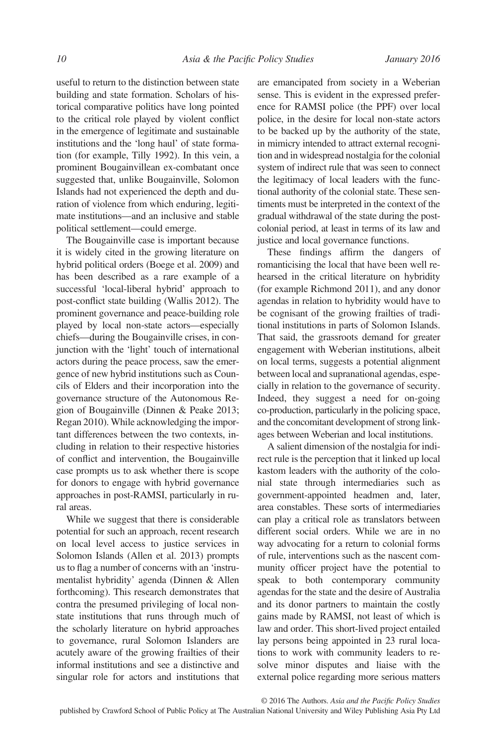useful to return to the distinction between state building and state formation. Scholars of historical comparative politics have long pointed to the critical role played by violent conflict in the emergence of legitimate and sustainable institutions and the 'long haul' of state formation (for example, Tilly 1992). In this vein, a prominent Bougainvillean ex-combatant once suggested that, unlike Bougainville, Solomon Islands had not experienced the depth and duration of violence from which enduring, legitimate institutions—and an inclusive and stable political settlement—could emerge.

The Bougainville case is important because it is widely cited in the growing literature on hybrid political orders (Boege et al. 2009) and has been described as a rare example of a successful 'local-liberal hybrid' approach to post-conflict state building (Wallis 2012). The prominent governance and peace-building role played by local non-state actors—especially chiefs—during the Bougainville crises, in conjunction with the 'light' touch of international actors during the peace process, saw the emergence of new hybrid institutions such as Councils of Elders and their incorporation into the governance structure of the Autonomous Region of Bougainville (Dinnen & Peake 2013; Regan 2010). While acknowledging the important differences between the two contexts, including in relation to their respective histories of conflict and intervention, the Bougainville case prompts us to ask whether there is scope for donors to engage with hybrid governance approaches in post-RAMSI, particularly in rural areas.

While we suggest that there is considerable potential for such an approach, recent research on local level access to justice services in Solomon Islands (Allen et al. 2013) prompts us to flag a number of concerns with an 'instrumentalist hybridity' agenda (Dinnen & Allen forthcoming). This research demonstrates that contra the presumed privileging of local non-state institutions that runs through much of the scholarly literature on hybrid approaches to governance, rural Solomon Islanders are acutely aware of the growing frailties of their informal institutions and see a distinctive and singular role for actors and institutions that are emancipated from society in a Weberian sense. This is evident in the expressed preference for RAMSI police (the PPF) over local police, in the desire for local non-state actors to be backed up by the authority of the state, in mimicry intended to attract external recognition and in widespread nostalgia for the colonial system of indirect rule that was seen to connect the legitimacy of local leaders with the functional authority of the colonial state. These sentiments must be interpreted in the context of the gradual withdrawal of the state during the postcolonial period, at least in terms of its law and justice and local governance functions.

These findings affirm the dangers of romanticising the local that have been well rehearsed in the critical literature on hybridity (for example Richmond 2011), and any donor agendas in relation to hybridity would have to be cognisant of the growing frailties of traditional institutions in parts of Solomon Islands. That said, the grassroots demand for greater engagement with Weberian institutions, albeit on local terms, suggests a potential alignment between local and supranational agendas, especially in relation to the governance of security. Indeed, they suggest a need for on-going co-production, particularly in the policing space, and the concomitant development of strong linkages between Weberian and local institutions.

A salient dimension of the nostalgia for indirect rule is the perception that it linked up local kastom leaders with the authority of the colonial state through intermediaries such as government-appointed headmen and, later, area constables. These sorts of intermediaries can play a critical role as translators between different social orders. While we are in no way advocating for a return to colonial forms of rule, interventions such as the nascent community officer project have the potential to speak to both contemporary community agendas for the state and the desire of Australia and its donor partners to maintain the costly gains made by RAMSI, not least of which is law and order. This short-lived project entailed lay persons being appointed in 23 rural locations to work with community leaders to resolve minor disputes and liaise with the external police regarding more serious matters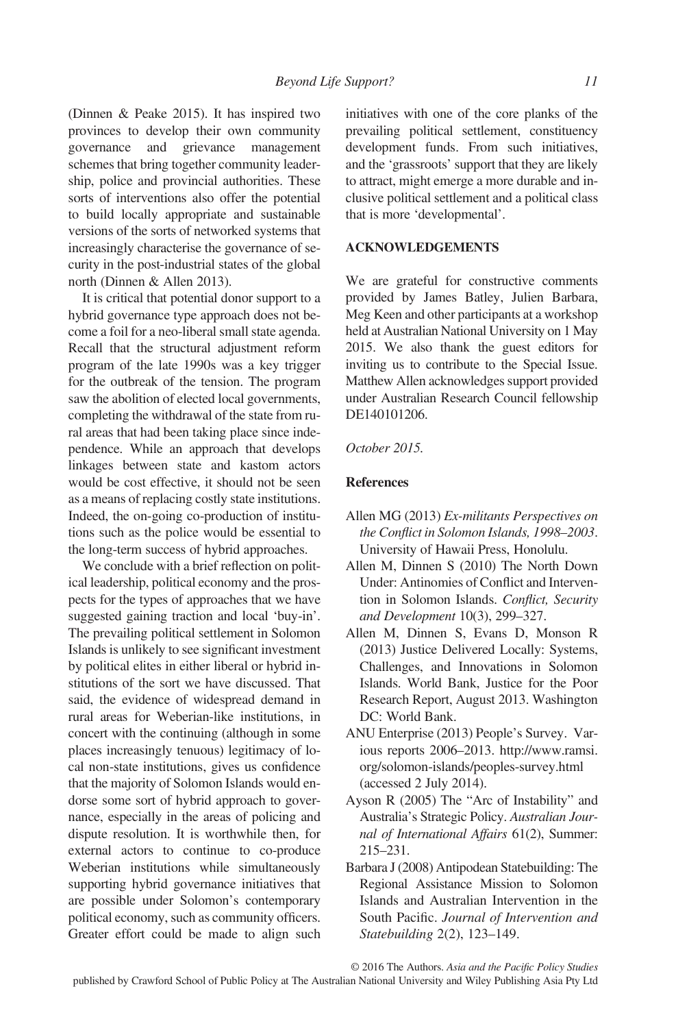(Dinnen & Peake 2015). It has inspired two provinces to develop their own community governance and grievance management schemes that bring together community leadership, police and provincial authorities. These sorts of interventions also offer the potential to build locally appropriate and sustainable versions of the sorts of networked systems that increasingly characterise the governance of security in the post-industrial states of the global north (Dinnen & Allen 2013).

It is critical that potential donor support to a hybrid governance type approach does not become a foil for a neo-liberal small state agenda. Recall that the structural adjustment reform program of the late 1990s was a key trigger for the outbreak of the tension. The program saw the abolition of elected local governments, completing the withdrawal of the state from rural areas that had been taking place since independence. While an approach that develops linkages between state and kastom actors would be cost effective, it should not be seen as a means of replacing costly state institutions. Indeed, the on-going co-production of institutions such as the police would be essential to the long-term success of hybrid approaches.

We conclude with a brief reflection on political leadership, political economy and the prospects for the types of approaches that we have suggested gaining traction and local 'buy-in'. The prevailing political settlement in Solomon Islands is unlikely to see significant investment by political elites in either liberal or hybrid institutions of the sort we have discussed. That said, the evidence of widespread demand in rural areas for Weberian-like institutions, in concert with the continuing (although in some places increasingly tenuous) legitimacy of local non-state institutions, gives us confidence that the majority of Solomon Islands would endorse some sort of hybrid approach to governance, especially in the areas of policing and dispute resolution. It is worthwhile then, for external actors to continue to co-produce Weberian institutions while simultaneously supporting hybrid governance initiatives that are possible under Solomon's contemporary political economy, such as community officers. Greater effort could be made to align such initiatives with one of the core planks of the prevailing political settlement, constituency development funds. From such initiatives, and the 'grassroots' support that they are likely to attract, might emerge a more durable and inclusive political settlement and a political class that is more 'developmental'.

## ACKNOWLEDGEMENTS

We are grateful for constructive comments provided by James Batley, Julien Barbara, Meg Keen and other participants at a workshop held at Australian National University on 1 May 2015. We also thank the guest editors for inviting us to contribute to the Special Issue. Matthew Allen acknowledges support provided under Australian Research Council fellowship DE140101206.

*October 2015.*

## References

Allen MG (2013) *Ex-militants Perspectives on the Conflict in Solomon Islands, 1998–2003*. University of Hawaii Press, Honolulu.

Allen M, Dinnen S (2010) The North Down Under: Antinomies of Conflict and Intervention in Solomon Islands. *Conflict, Security and Development* 10(3), 299–327.

Allen M, Dinnen S, Evans D, Monson R (2013) Justice Delivered Locally: Systems, Challenges, and Innovations in Solomon Islands. World Bank, Justice for the Poor Research Report, August 2013. Washington DC: World Bank.

ANU Enterprise (2013) People's Survey. Various reports 2006–2013. http://www.ramsi.org/solomon-islands/peoples-survey.html (accessed 2 July 2014).

Ayson R (2005) The "Arc of Instability" and Australia's Strategic Policy. *Australian Journal of International Affairs* 61(2), Summer: 215–231.

Barbara J (2008) Antipodean Statebuilding: The Regional Assistance Mission to Solomon Islands and Australian Intervention in the South Pacific. *Journal of Intervention and Statebuilding* 2(2), 123–149.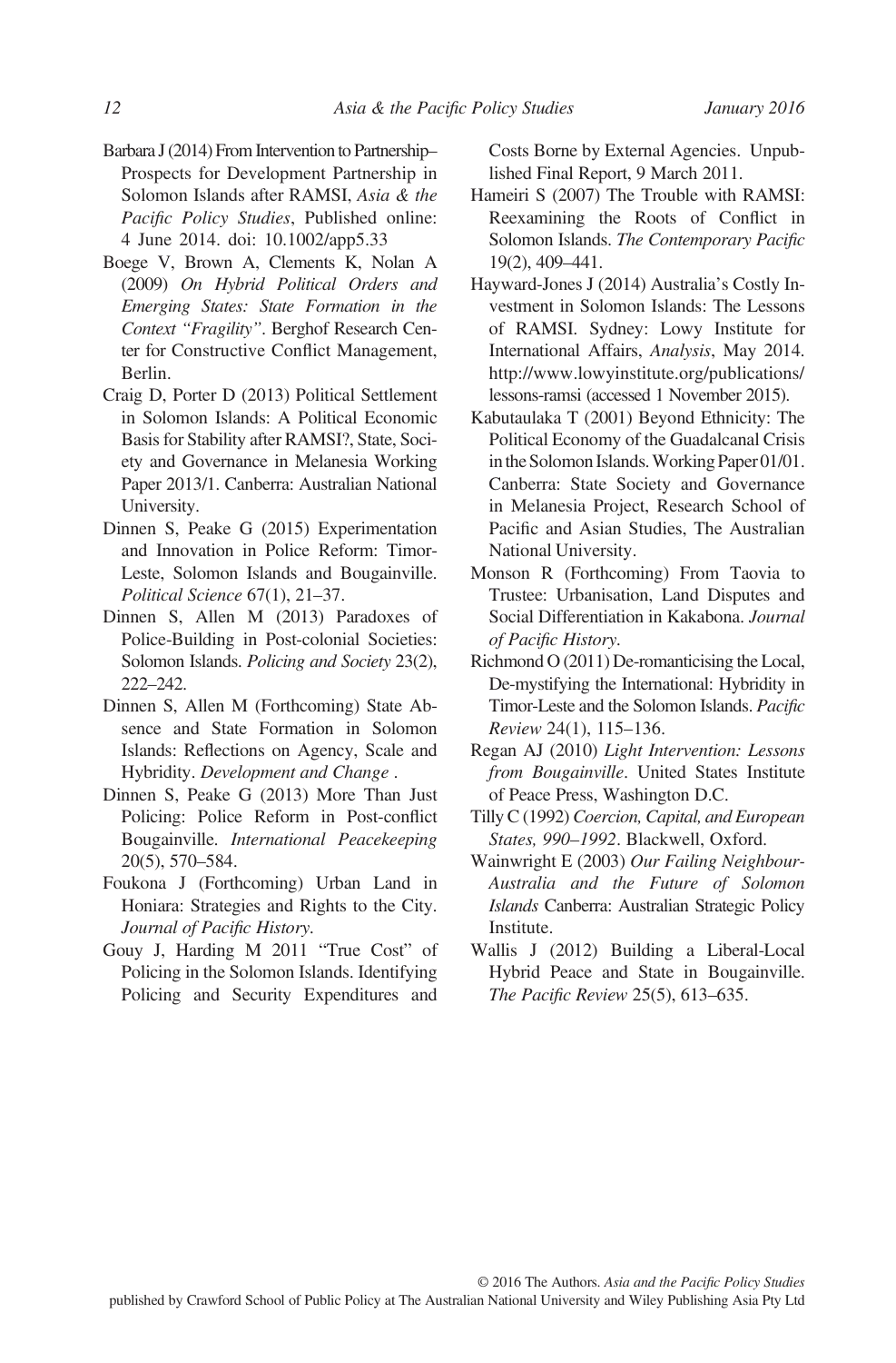Barbara J (2014) From Intervention to Partnership–Prospects for Development Partnership in Solomon Islands after RAMSI, *Asia & the Pacific Policy Studies*, Published online: 4 June 2014. doi: 10.1002/app5.33

Boege V, Brown A, Clements K, Nolan A (2009) *On Hybrid Political Orders and Emerging States: State Formation in the Context "Fragility"*. Berghof Research Center for Constructive Conflict Management, Berlin.

Craig D, Porter D (2013) Political Settlement in Solomon Islands: A Political Economic Basis for Stability after RAMSI?, State, Society and Governance in Melanesia Working Paper 2013/1. Canberra: Australian National University.

Dinnen S, Peake G (2015) Experimentation and Innovation in Police Reform: Timor-Leste, Solomon Islands and Bougainville. *Political Science* 67(1), 21–37.

Dinnen S, Allen M (2013) Paradoxes of Police-Building in Post-colonial Societies: Solomon Islands. *Policing and Society* 23(2), 222–242.

Dinnen S, Allen M (Forthcoming) State Absence and State Formation in Solomon Islands: Reflections on Agency, Scale and Hybridity. *Development and Change* .

Dinnen S, Peake G (2013) More Than Just Policing: Police Reform in Post-conflict Bougainville. *International Peacekeeping* 20(5), 570–584.

Foukona J (Forthcoming) Urban Land in Honiara: Strategies and Rights to the City. *Journal of Pacific History*.

Gouy J, Harding M 2011 "True Cost" of Policing in the Solomon Islands. Identifying Policing and Security Expenditures and Costs Borne by External Agencies. Unpublished Final Report, 9 March 2011.

Hameiri S (2007) The Trouble with RAMSI: Reexamining the Roots of Conflict in Solomon Islands. *The Contemporary Pacific* 19(2), 409–441.

Hayward-Jones J (2014) Australia's Costly Investment in Solomon Islands: The Lessons of RAMSI. Sydney: Lowy Institute for International Affairs, *Analysis*, May 2014. http://www.lowyinstitute.org/publications/lessons-ramsi (accessed 1 November 2015).

Kabutaulaka T (2001) Beyond Ethnicity: The Political Economy of the Guadalcanal Crisis in the Solomon Islands. Working Paper 01/01. Canberra: State Society and Governance in Melanesia Project, Research School of Pacific and Asian Studies, The Australian National University.

Monson R (Forthcoming) From Taovia to Trustee: Urbanisation, Land Disputes and Social Differentiation in Kakabona. *Journal of Pacific History*.

Richmond O (2011) De-romanticising the Local, De-mystifying the International: Hybridity in Timor-Leste and the Solomon Islands. *Pacific Review* 24(1), 115–136.

Regan AJ (2010) *Light Intervention: Lessons from Bougainville*. United States Institute of Peace Press, Washington D.C.

Tilly C (1992) *Coercion, Capital, and European States, 990–1992*. Blackwell, Oxford.

Wainwright E (2003) *Our Failing Neighbour-Australia and the Future of Solomon Islands* Canberra: Australian Strategic Policy Institute.

Wallis J (2012) Building a Liberal-Local Hybrid Peace and State in Bougainville. *The Pacific Review* 25(5), 613–635.